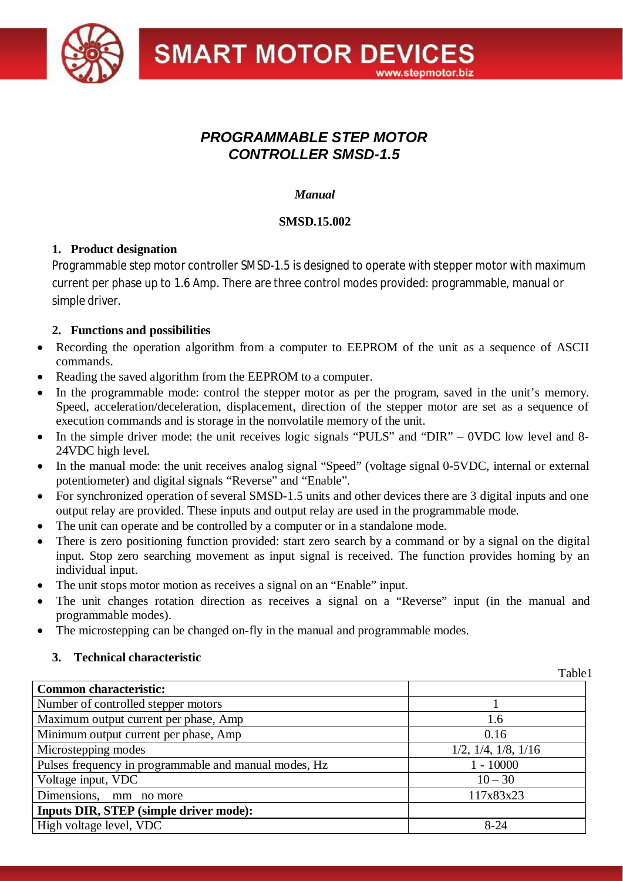# *PROGRAMMABLE STEP MOTOR CONTROLLER SMSD-1.5*

*Manual*

**SMSD.15.002**

## 1. Product designation

Programmable step motor controller SMSD-1.5 is designed to operate with stepper motor with maximum current per phase up to 1.6 Amp. There are three control modes provided: programmable, manual or simple driver.

## 2. Functions and possibilities

- Recording the operation algorithm from a computer to EEPROM of the unit as a sequence of ASCII commands.
- Reading the saved algorithm from the EEPROM to a computer.
- In the programmable mode: control the stepper motor as per the program, saved in the unit's memory. Speed, acceleration/deceleration, displacement, direction of the stepper motor are set as a sequence of execution commands and is storage in the nonvolatile memory of the unit.
- In the simple driver mode: the unit receives logic signals "PULS" and "DIR" – 0VDC low level and 8-24VDC high level.
- In the manual mode: the unit receives analog signal "Speed" (voltage signal 0-5VDC, internal or external potentiometer) and digital signals "Reverse" and "Enable".
- For synchronized operation of several SMSD-1.5 units and other devices there are 3 digital inputs and one output relay are provided. These inputs and output relay are used in the programmable mode.
- The unit can operate and be controlled by a computer or in a standalone mode.
- There is zero positioning function provided: start zero search by a command or by a signal on the digital input. Stop zero searching movement as input signal is received. The function provides homing by an individual input.
- The unit stops motor motion as receives a signal on an "Enable" input.
- The unit changes rotation direction as receives a signal on a "Reverse" input (in the manual and programmable modes).
- The microstepping can be changed on-fly in the manual and programmable modes.

## 3. Technical characteristic

Table1

| **Common characteristic:** | |
|---|---|
| Number of controlled stepper motors | 1 |
| Maximum output current per phase, Amp | 1.6 |
| Minimum output current per phase, Amp | 0.16 |
| Microstepping modes | 1/2, 1/4, 1/8, 1/16 |
| Pulses frequency in programmable and manual modes, Hz | 1 - 10000 |
| Voltage input, VDC | 10 – 30 |
| Dimensions, mm no more | 117x83x23 |
| **Inputs DIR, STEP (simple driver mode):** | |
| High voltage level, VDC | 8-24 |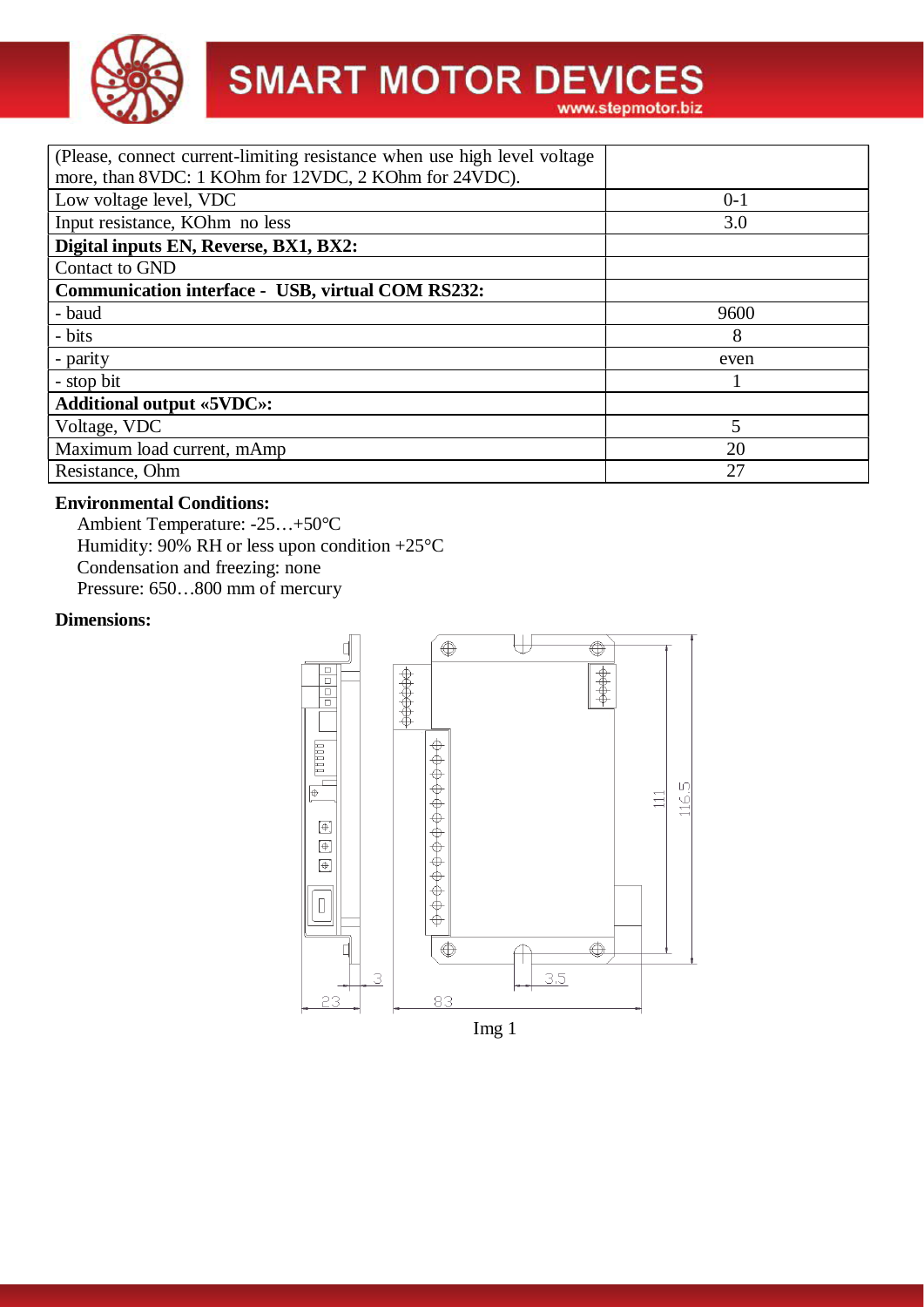| | |
|---|---|
| (Please, connect current-limiting resistance when use high level voltage more, than 8VDC: 1 KOhm for 12VDC, 2 KOhm for 24VDC). | |
| Low voltage level, VDC | 0-1 |
| Input resistance, KOhm no less | 3.0 |
| **Digital inputs EN, Reverse, BX1, BX2:** | |
| Contact to GND | |
| **Communication interface - USB, virtual COM RS232:** | |
| - baud | 9600 |
| - bits | 8 |
| - parity | even |
| - stop bit | 1 |
| **Additional output «5VDC»:** | |
| Voltage, VDC | 5 |
| Maximum load current, mAmp | 20 |
| Resistance, Ohm | 27 |

**Environmental Conditions:**

Ambient Temperature: -25…+50°C
Humidity: 90% RH or less upon condition +25°C
Condensation and freezing: none
Pressure: 650…800 mm of mercury

**Dimensions:**

Img 1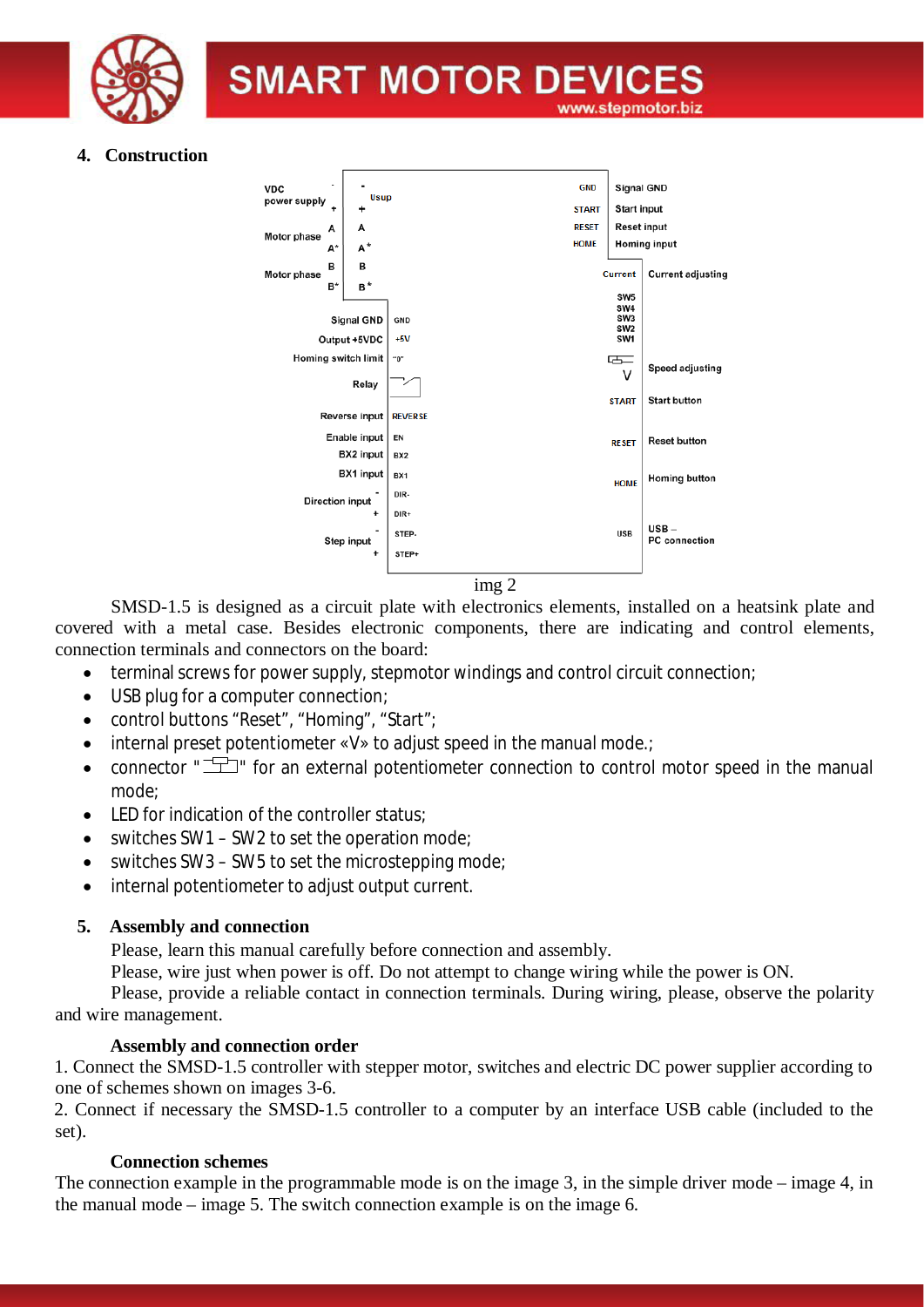## 4. Construction

img 2

SMSD-1.5 is designed as a circuit plate with electronics elements, installed on a heatsink plate and covered with a metal case. Besides electronic components, there are indicating and control elements, connection terminals and connectors on the board:

- terminal screws for power supply, stepmotor windings and control circuit connection;
- USB plug for a computer connection;
- control buttons "Reset", "Homing", "Start";
- internal preset potentiometer «V» to adjust speed in the manual mode.;
- connector "" for an external potentiometer connection to control motor speed in the manual mode;
- LED for indication of the controller status;
- switches SW1 – SW2 to set the operation mode;
- switches SW3 – SW5 to set the microstepping mode;
- internal potentiometer to adjust output current.

## 5. Assembly and connection

Please, learn this manual carefully before connection and assembly.

Please, wire just when power is off. Do not attempt to change wiring while the power is ON.

Please, provide a reliable contact in connection terminals. During wiring, please, observe the polarity and wire management.

### Assembly and connection order

1. Connect the SMSD-1.5 controller with stepper motor, switches and electric DC power supplier according to one of schemes shown on images 3-6.
2. Connect if necessary the SMSD-1.5 controller to a computer by an interface USB cable (included to the set).

### Connection schemes

The connection example in the programmable mode is on the image 3, in the simple driver mode – image 4, in the manual mode – image 5. The switch connection example is on the image 6.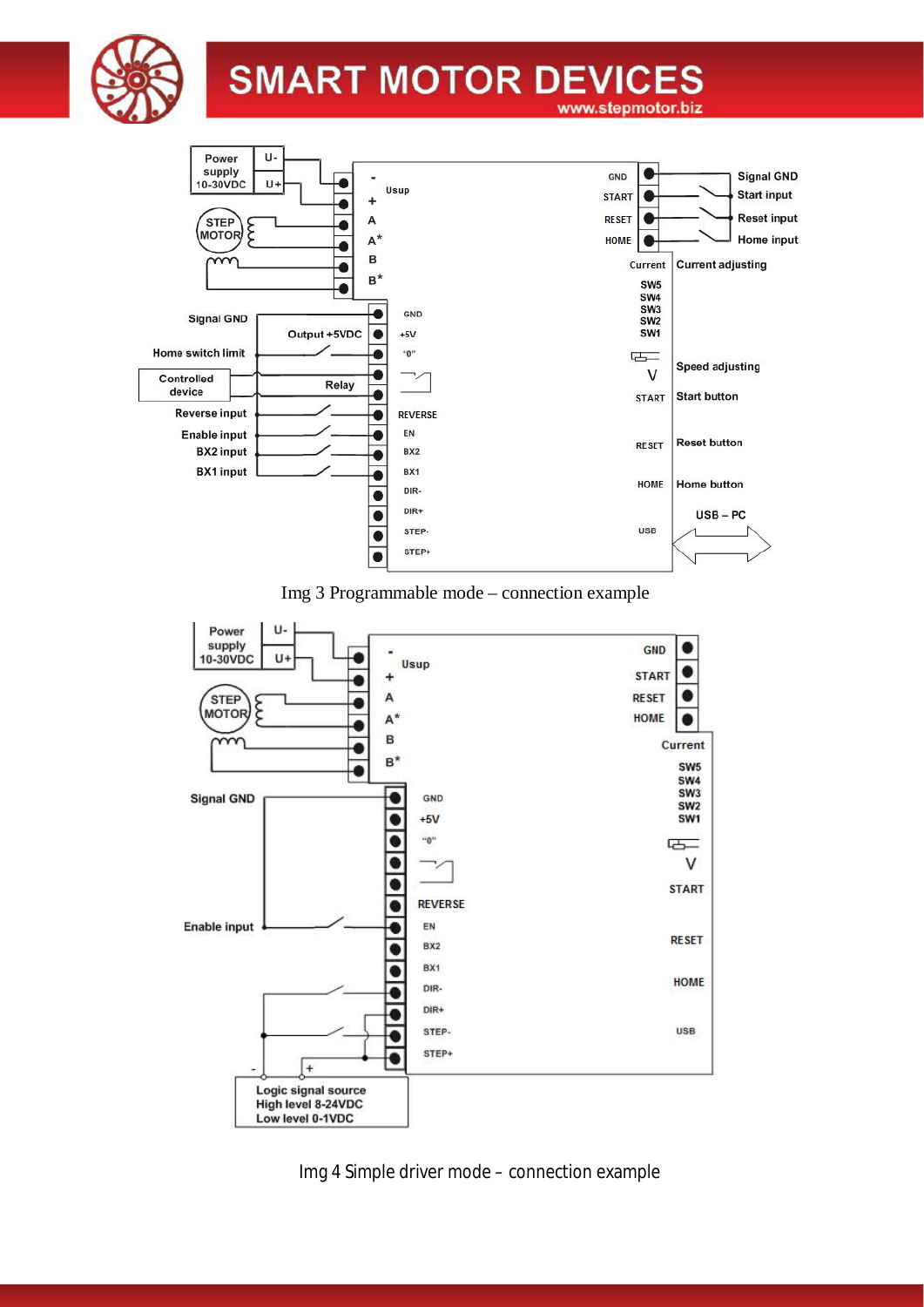Img 3 Programmable mode – connection example

Img 4 Simple driver mode – connection example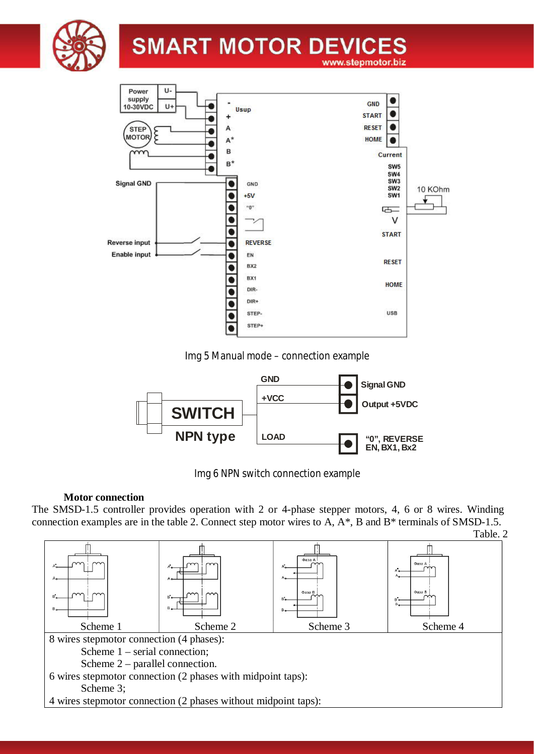Img 5 Manual mode – connection example

Img 6 NPN switch connection example

**Motor connection**

The SMSD-1.5 controller provides operation with 2 or 4-phase stepper motors, 4, 6 or 8 wires. Winding connection examples are in the table 2. Connect step motor wires to A, A*, B and B* terminals of SMSD-1.5.

Table. 2

| Scheme 1 | Scheme 2 | Scheme 3 | Scheme 4 |
|---|---|---|---|
| 8 wires stepmotor connection (4 phases):<br>Scheme 1 – serial connection;<br>Scheme 2 – parallel connection.<br>6 wires stepmotor connection (2 phases with midpoint taps):<br>Scheme 3;<br>4 wires stepmotor connection (2 phases without midpoint taps): | | | |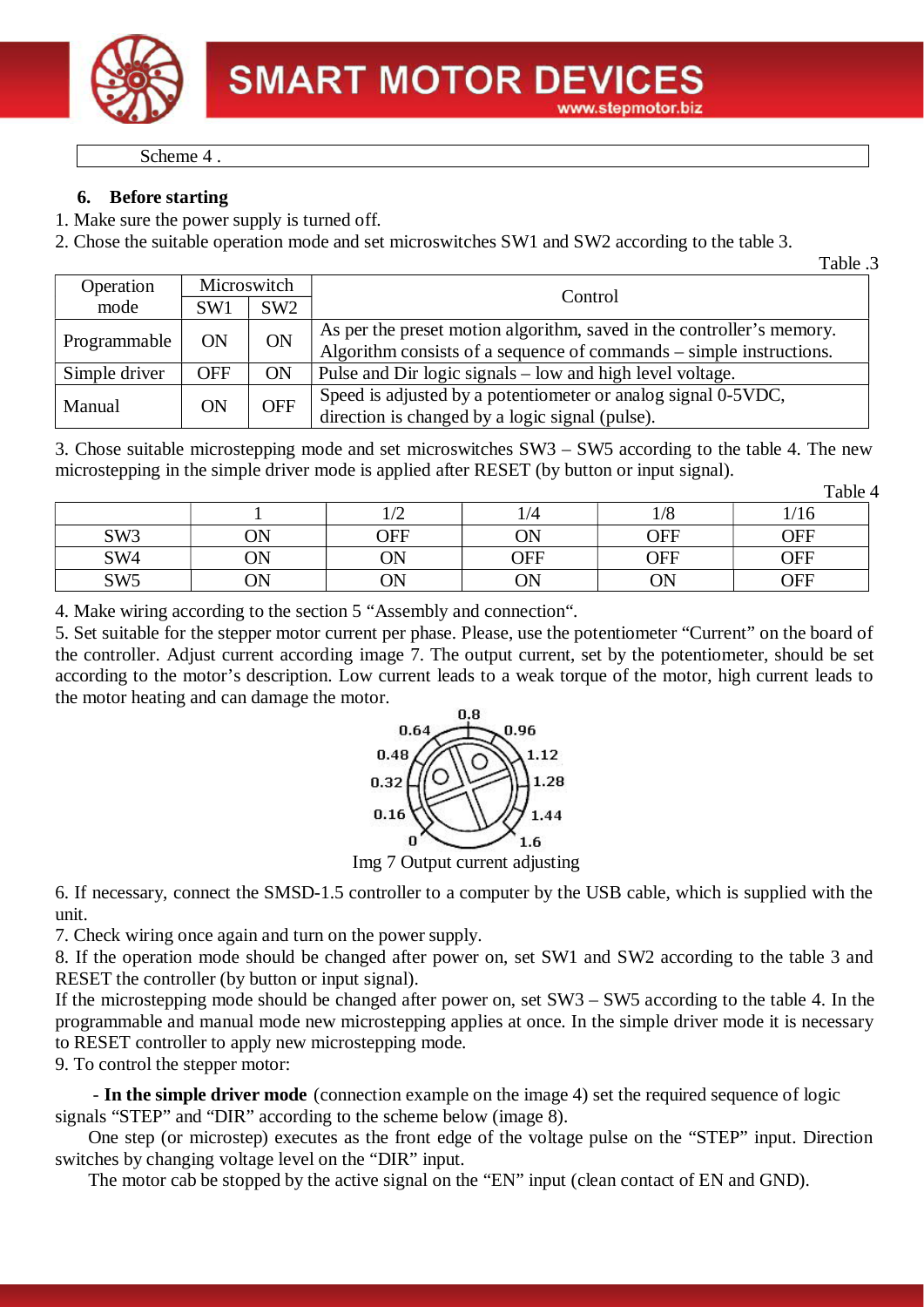Scheme 4 .

## 6. Before starting

1. Make sure the power supply is turned off.
2. Chose the suitable operation mode and set microswitches SW1 and SW2 according to the table 3.

Table .3

| Operation mode | Microswitch | | Control |
|---|---|---|---|
| | SW1 | SW2 | |
| Programmable | ON | ON | As per the preset motion algorithm, saved in the controller's memory. Algorithm consists of a sequence of commands – simple instructions. |
| Simple driver | OFF | ON | Pulse and Dir logic signals – low and high level voltage. |
| Manual | ON | OFF | Speed is adjusted by a potentiometer or analog signal 0-5VDC, direction is changed by a logic signal (pulse). |

3. Chose suitable microstepping mode and set microswitches SW3 – SW5 according to the table 4. The new microstepping in the simple driver mode is applied after RESET (by button or input signal).

Table 4

| | 1 | 1/2 | 1/4 | 1/8 | 1/16 |
|---|---|---|---|---|---|
| SW3 | ON | OFF | ON | OFF | OFF |
| SW4 | ON | ON | OFF | OFF | OFF |
| SW5 | ON | ON | ON | ON | OFF |

4. Make wiring according to the section 5 "Assembly and connection".
5. Set suitable for the stepper motor current per phase. Please, use the potentiometer "Current" on the board of the controller. Adjust current according image 7. The output current, set by the potentiometer, should be set according to the motor's description. Low current leads to a weak torque of the motor, high current leads to the motor heating and can damage the motor.

0.8, 0.64, 0.96, 0.48, 1.12, 0.32, 1.28, 0.16, 1.44, 0, 1.6

Img 7 Output current adjusting

6. If necessary, connect the SMSD-1.5 controller to a computer by the USB cable, which is supplied with the unit.
7. Check wiring once again and turn on the power supply.
8. If the operation mode should be changed after power on, set SW1 and SW2 according to the table 3 and RESET the controller (by button or input signal).
If the microstepping mode should be changed after power on, set SW3 – SW5 according to the table 4. In the programmable and manual mode new microstepping applies at once. In the simple driver mode it is necessary to RESET controller to apply new microstepping mode.
9. To control the stepper motor:

- **In the simple driver mode** (connection example on the image 4) set the required sequence of logic signals "STEP" and "DIR" according to the scheme below (image 8).

One step (or microstep) executes as the front edge of the voltage pulse on the "STEP" input. Direction switches by changing voltage level on the "DIR" input.

The motor cab be stopped by the active signal on the "EN" input (clean contact of EN and GND).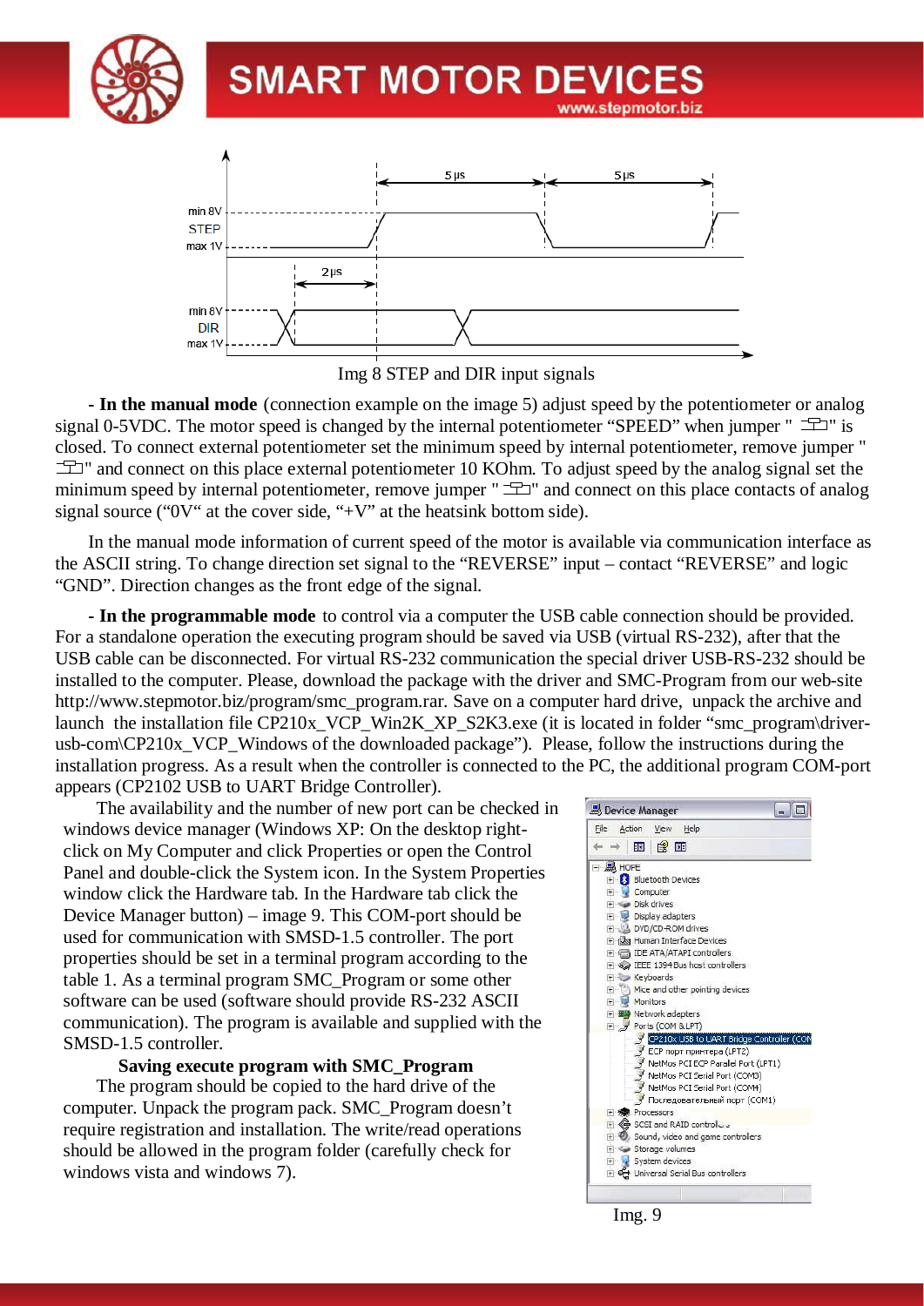Img 8 STEP and DIR input signals

**- In the manual mode** (connection example on the image 5) adjust speed by the potentiometer or analog signal 0-5VDC. The motor speed is changed by the internal potentiometer "SPEED" when jumper "  " is closed. To connect external potentiometer set the minimum speed by internal potentiometer, remove jumper "  " and connect on this place external potentiometer 10 KOhm. To adjust speed by the analog signal set the minimum speed by internal potentiometer, remove jumper "  " and connect on this place contacts of analog signal source ("0V" at the cover side, "+V" at the heatsink bottom side).

In the manual mode information of current speed of the motor is available via communication interface as the ASCII string. To change direction set signal to the "REVERSE" input – contact "REVERSE" and logic "GND". Direction changes as the front edge of the signal.

**- In the programmable mode** to control via a computer the USB cable connection should be provided. For a standalone operation the executing program should be saved via USB (virtual RS-232), after that the USB cable can be disconnected. For virtual RS-232 communication the special driver USB-RS-232 should be installed to the computer. Please, download the package with the driver and SMC-Program from our web-site http://www.stepmotor.biz/program/smc_program.rar. Save on a computer hard drive, unpack the archive and launch the installation file CP210x_VCP_Win2K_XP_S2K3.exe (it is located in folder "smc_program\driver-usb-com\CP210x_VCP_Windows of the downloaded package"). Please, follow the instructions during the installation progress. As a result when the controller is connected to the PC, the additional program COM-port appears (CP2102 USB to UART Bridge Controller).

The availability and the number of new port can be checked in windows device manager (Windows XP: On the desktop right-click on My Computer and click Properties or open the Control Panel and double-click the System icon. In the System Properties window click the Hardware tab. In the Hardware tab click the Device Manager button) – image 9. This COM-port should be used for communication with SMSD-1.5 controller. The port properties should be set in a terminal program according to the table 1. As a terminal program SMC_Program or some other software can be used (software should provide RS-232 ASCII communication). The program is available and supplied with the SMSD-1.5 controller.

Img. 9

**Saving execute program with SMC_Program**

The program should be copied to the hard drive of the computer. Unpack the program pack. SMC_Program doesn't require registration and installation. The write/read operations should be allowed in the program folder (carefully check for windows vista and windows 7).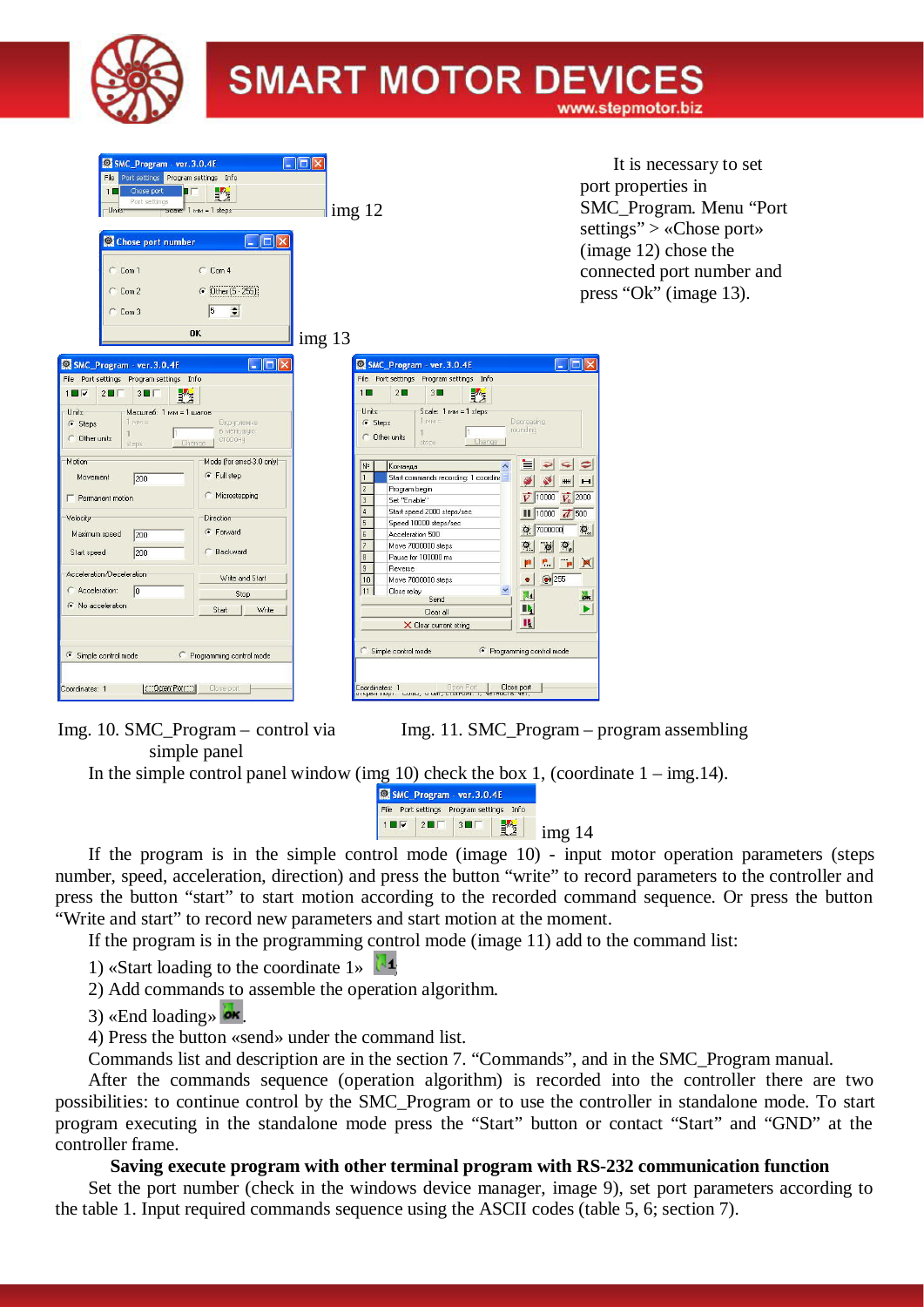It is necessary to set port properties in SMC_Program. Menu “Port settings” > «Chose port» (image 12) chose the connected port number and press “Ok” (image 13).

img 12

img 13

Img. 10. SMC_Program – control via simple panel

Img. 11. SMC_Program – program assembling

In the simple control panel window (img 10) check the box 1, (coordinate 1 – img.14).

img 14

If the program is in the simple control mode (image 10) - input motor operation parameters (steps number, speed, acceleration, direction) and press the button “write” to record parameters to the controller and press the button “start” to start motion according to the recorded command sequence. Or press the button “Write and start” to record new parameters and start motion at the moment.

If the program is in the programming control mode (image 11) add to the command list:

1) «Start loading to the coordinate 1»

2) Add commands to assemble the operation algorithm.

3) «End loading».

4) Press the button «send» under the command list.

Commands list and description are in the section 7. “Commands”, and in the SMC_Program manual.

After the commands sequence (operation algorithm) is recorded into the controller there are two possibilities: to continue control by the SMC_Program or to use the controller in standalone mode. To start program executing in the standalone mode press the “Start” button or contact “Start” and “GND” at the controller frame.

**Saving execute program with other terminal program with RS-232 communication function**

Set the port number (check in the windows device manager, image 9), set port parameters according to the table 1. Input required commands sequence using the ASCII codes (table 5, 6; section 7).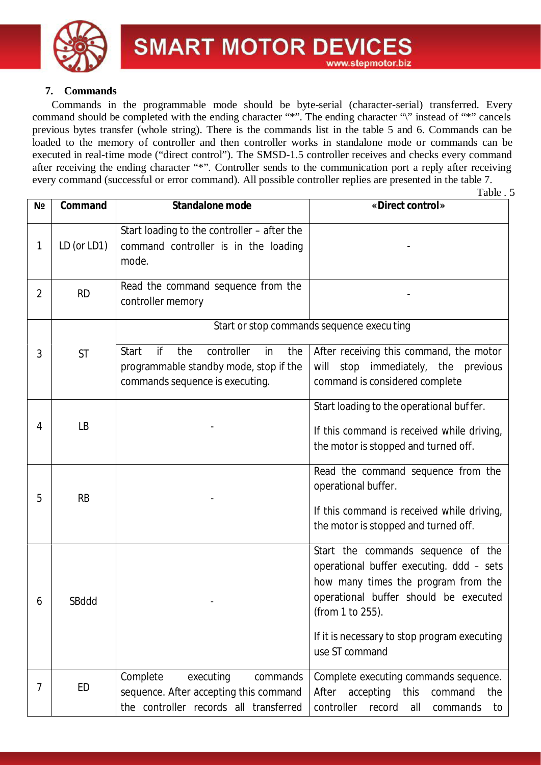## 7. Commands

Commands in the programmable mode should be byte-serial (character-serial) transferred. Every command should be completed with the ending character "*". The ending character "\" instead of "*" cancels previous bytes transfer (whole string). There is the commands list in the table 5 and 6. Commands can be loaded to the memory of controller and then controller works in standalone mode or commands can be executed in real-time mode ("direct control"). The SMSD-1.5 controller receives and checks every command after receiving the ending character "*". Controller sends to the communication port a reply after receiving every command (successful or error command). All possible controller replies are presented in the table 7.

Table . 5

| № | Command | Standalone mode | «Direct control» |
|---|---|---|---|
| 1 | LD (or LD1) | Start loading to the controller – after the command controller is in the loading mode. | - |
| 2 | RD | Read the command sequence from the controller memory | - |
| 3 | ST | Start or stop commands sequence execu ting | |
| | | Start if the controller in the programmable standby mode, stop if the commands sequence is executing. | After receiving this command, the motor will stop immediately, the previous command is considered complete |
| 4 | LB | - | Start loading to the operational buffer.<br><br>If this command is received while driving, the motor is stopped and turned off. |
| 5 | RB | - | Read the command sequence from the operational buffer.<br><br>If this command is received while driving, the motor is stopped and turned off. |
| 6 | SBddd | - | Start the commands sequence of the operational buffer executing. ddd – sets how many times the program from the operational buffer should be executed (from 1 to 255).<br><br>If it is necessary to stop program executing use ST command |
| 7 | ED | Complete executing commands sequence. After accepting this command the controller records all transferred | Complete executing commands sequence. After accepting this command the controller record all commands to |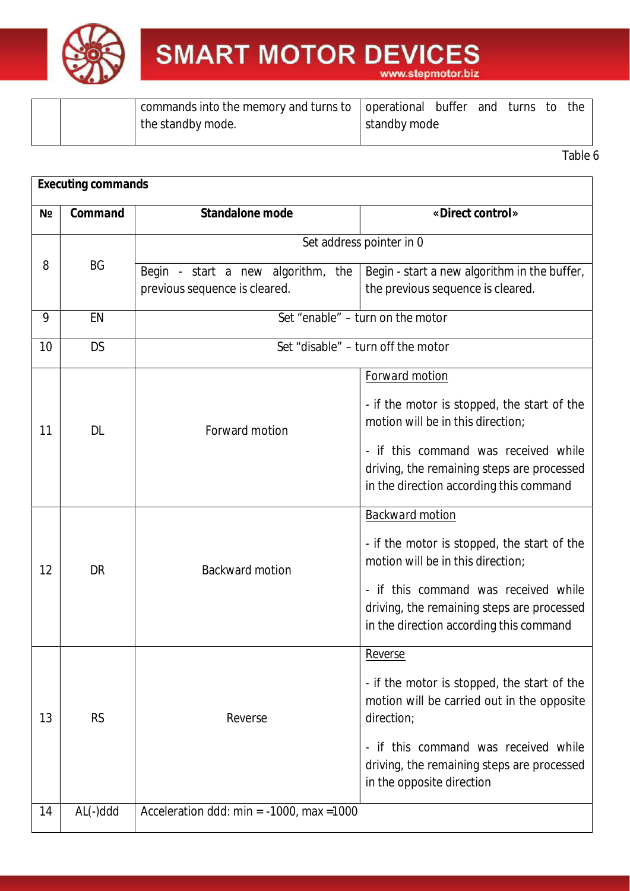|  |  | commands into the memory and turns to the standby mode. | operational buffer and turns to the standby mode |
|---|---|---|---|

Table 6

| Executing commands | | | |
|---|---|---|---|
| № | Command | Standalone mode | «Direct control» |
| 8 | BG | Set address pointer in 0 | |
| | | Begin - start a new algorithm, the previous sequence is cleared. | Begin - start a new algorithm in the buffer, the previous sequence is cleared. |
| 9 | EN | Set “enable” – turn on the motor | |
| 10 | DS | Set “disable” – turn off the motor | |
| 11 | DL | Forward motion | Forward motion<br><br>- if the motor is stopped, the start of the motion will be in this direction;<br><br>- if this command was received while driving, the remaining steps are processed in the direction according this command |
| 12 | DR | Backward motion | Backward motion<br><br>- if the motor is stopped, the start of the motion will be in this direction;<br><br>- if this command was received while driving, the remaining steps are processed in the direction according this command |
| 13 | RS | Reverse | Reverse<br><br>- if the motor is stopped, the start of the motion will be carried out in the opposite direction;<br><br>- if this command was received while driving, the remaining steps are processed in the opposite direction |
| 14 | AL(-)ddd | Acceleration ddd: min = -1000, max =1000 | |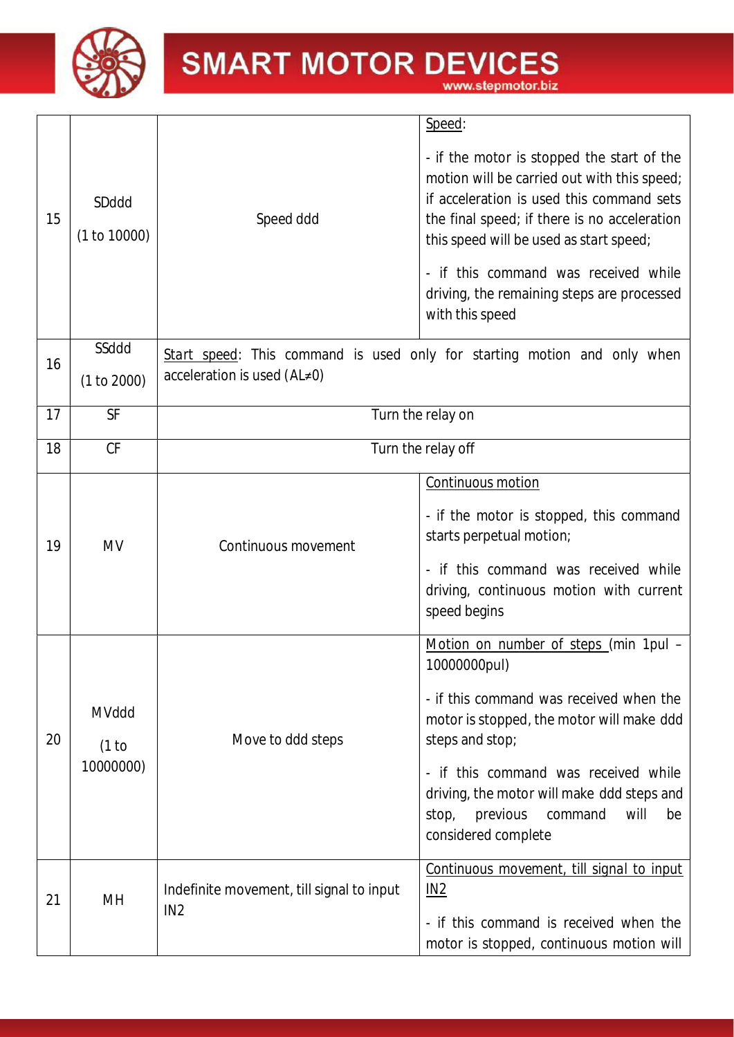| | | | |
|---|---|---|---|
| 15 | SDddd (1 to 10000) | Speed ddd | Speed:<br><br>- if the motor is stopped the start of the motion will be carried out with this speed; if acceleration is used this command sets the final speed; if there is no acceleration this speed will be used as start speed;<br><br>- if this command was received while driving, the remaining steps are processed with this speed |
| 16 | SSddd (1 to 2000) | Start speed: This command is used only for starting motion and only when acceleration is used (AL≠0) | |
| 17 | SF | Turn the relay on | |
| 18 | CF | Turn the relay off | |
| 19 | MV | Continuous movement | Continuous motion<br><br>- if the motor is stopped, this command starts perpetual motion;<br><br>- if this command was received while driving, continuous motion with current speed begins |
| 20 | MVddd (1 to 10000000) | Move to ddd steps | Motion on number of steps (min 1pul – 10000000pul)<br><br>- if this command was received when the motor is stopped, the motor will make ddd steps and stop;<br><br>- if this command was received while driving, the motor will make ddd steps and stop, previous command will be considered complete |
| 21 | MH | Indefinite movement, till signal to input IN2 | Continuous movement, till signal to input IN2<br><br>- if this command is received when the motor is stopped, continuous motion will |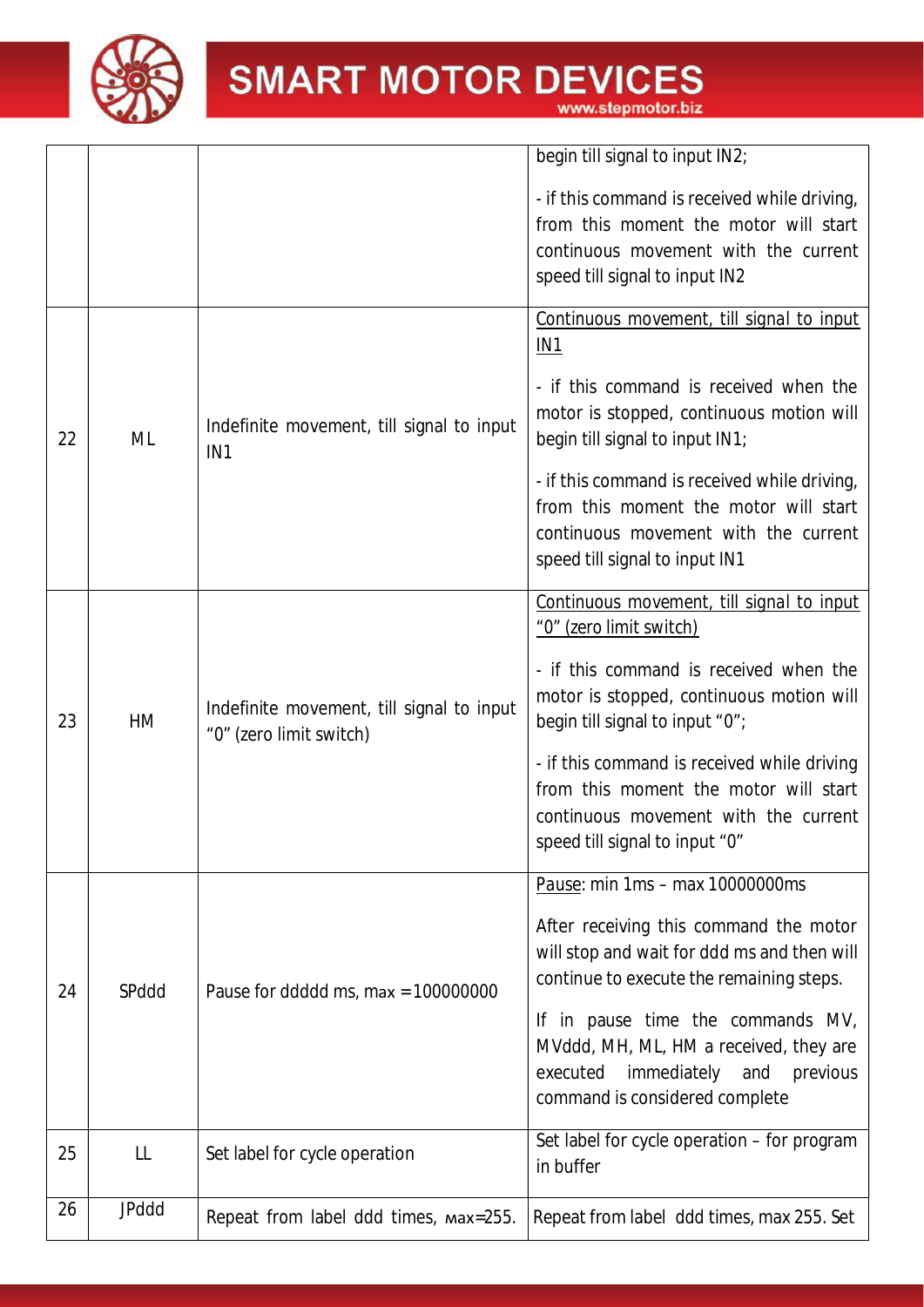| | | | |
|---|---|---|---|
| | | | begin till signal to input IN2;<br><br>- if this command is received while driving, from this moment the motor will start continuous movement with the current speed till signal to input IN2 |
| 22 | ML | Indefinite movement, till signal to input IN1 | Continuous movement, till signal to input IN1<br><br>- if this command is received when the motor is stopped, continuous motion will begin till signal to input IN1;<br><br>- if this command is received while driving, from this moment the motor will start continuous movement with the current speed till signal to input IN1 |
| 23 | HM | Indefinite movement, till signal to input "0" (zero limit switch) | Continuous movement, till signal to input "0" (zero limit switch)<br><br>- if this command is received when the motor is stopped, continuous motion will begin till signal to input "0";<br><br>- if this command is received while driving from this moment the motor will start continuous movement with the current speed till signal to input "0" |
| 24 | SPddd | Pause for ddddd ms, max =100000000 | Pause: min 1ms – max 10000000ms<br><br>After receiving this command the motor will stop and wait for ddd ms and then will continue to execute the remaining steps.<br><br>If in pause time the commands MV, MVddd, MH, ML, HM a received, they are executed immediately and previous command is considered complete |
| 25 | LL | Set label for cycle operation | Set label for cycle operation – for program in buffer |
| 26 | JPddd | Repeat from label ddd times, мax=255. | Repeat from label ddd times, max 255. Set |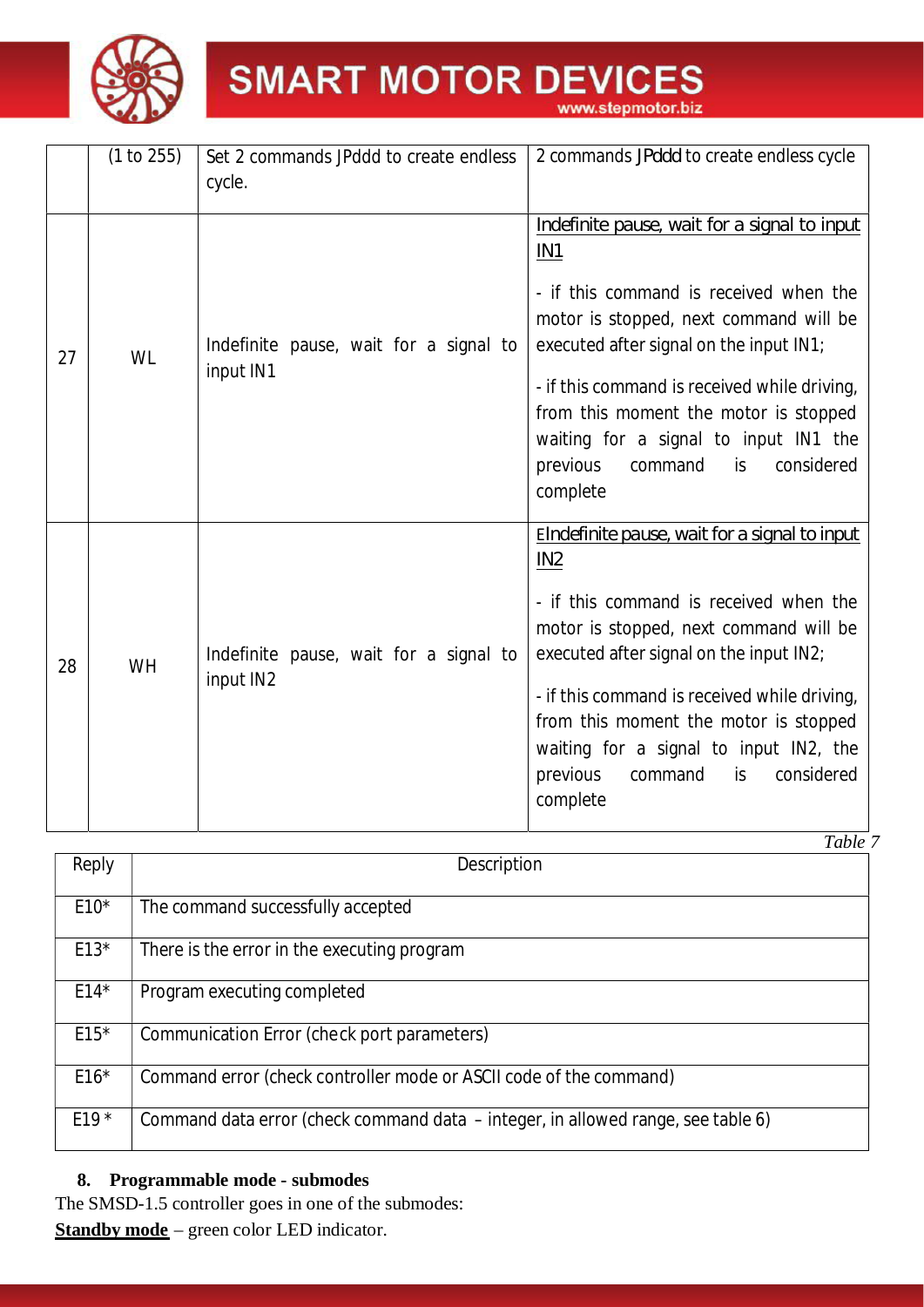|  | (1 to 255) | Set 2 commands JPddd to create endless cycle. | 2 commands JPddd to create endless cycle |
|---|---|---|---|
| 27 | WL | Indefinite pause, wait for a signal to input IN1 | Indefinite pause, wait for a signal to input IN1<br><br>- if this command is received when the motor is stopped, next command will be executed after signal on the input IN1;<br><br>- if this command is received while driving, from this moment the motor is stopped waiting for a signal to input IN1 the previous command is considered complete |
| 28 | WH | Indefinite pause, wait for a signal to input IN2 | EIndefinite pause, wait for a signal to input IN2<br><br>- if this command is received when the motor is stopped, next command will be executed after signal on the input IN2;<br><br>- if this command is received while driving, from this moment the motor is stopped waiting for a signal to input IN2, the previous command is considered complete |

*Table 7*

| Reply | Description |
|---|---|
| E10* | The command successfully accepted |
| E13* | There is the error in the executing program |
| E14* | Program executing completed |
| E15* | Communication Error (check port parameters) |
| E16* | Command error (check controller mode or ASCII code of the command) |
| E19 * | Command data error (check command data – integer, in allowed range, see table 6) |

## 8. Programmable mode - submodes

The SMSD-1.5 controller goes in one of the submodes:

**Standby mode** – green color LED indicator.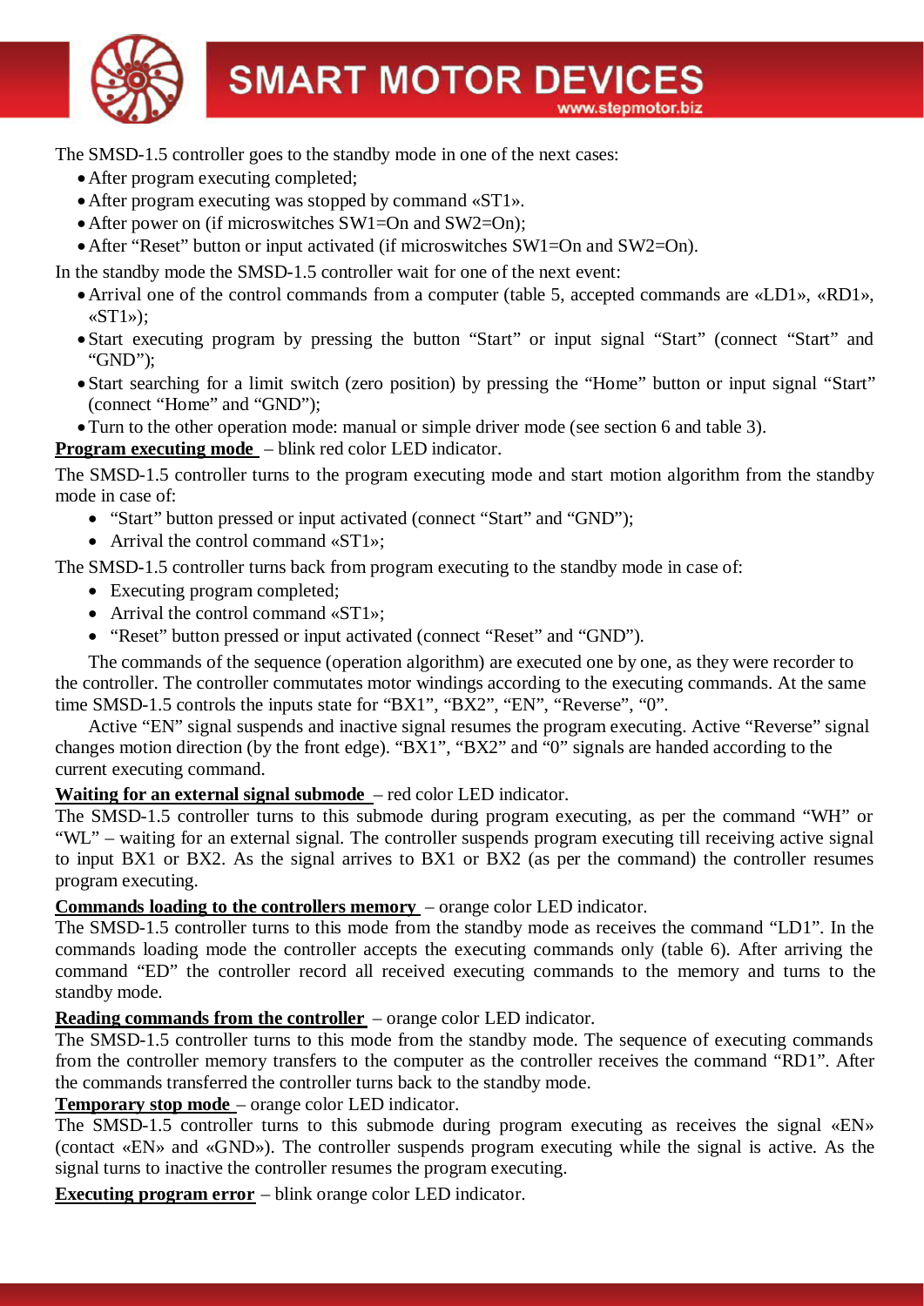The SMSD-1.5 controller goes to the standby mode in one of the next cases:

- After program executing completed;
- After program executing was stopped by command «ST1».
- After power on (if microswitches SW1=On and SW2=On);
- After “Reset” button or input activated (if microswitches SW1=On and SW2=On).

In the standby mode the SMSD-1.5 controller wait for one of the next event:

- Arrival one of the control commands from a computer (table 5, accepted commands are «LD1», «RD1», «ST1»);
- Start executing program by pressing the button “Start” or input signal “Start” (connect “Start” and “GND”);
- Start searching for a limit switch (zero position) by pressing the “Home” button or input signal “Start” (connect “Home” and “GND”);
- Turn to the other operation mode: manual or simple driver mode (see section 6 and table 3).

**Program executing mode** – blink red color LED indicator.

The SMSD-1.5 controller turns to the program executing mode and start motion algorithm from the standby mode in case of:

- “Start” button pressed or input activated (connect “Start” and “GND”);
- Arrival the control command «ST1»;

The SMSD-1.5 controller turns back from program executing to the standby mode in case of:

- Executing program completed;
- Arrival the control command «ST1»;
- “Reset” button pressed or input activated (connect “Reset” and “GND”).

The commands of the sequence (operation algorithm) are executed one by one, as they were recorder to the controller. The controller commutates motor windings according to the executing commands. At the same time SMSD-1.5 controls the inputs state for “BX1”, “BX2”, “EN”, “Reverse”, “0”.

Active “EN” signal suspends and inactive signal resumes the program executing. Active “Reverse” signal changes motion direction (by the front edge). “BX1”, “BX2” and “0” signals are handed according to the current executing command.

**Waiting for an external signal submode** – red color LED indicator.

The SMSD-1.5 controller turns to this submode during program executing, as per the command “WH” or “WL” – waiting for an external signal. The controller suspends program executing till receiving active signal to input BX1 or BX2. As the signal arrives to BX1 or BX2 (as per the command) the controller resumes program executing.

**Commands loading to the controllers memory** – orange color LED indicator.

The SMSD-1.5 controller turns to this mode from the standby mode as receives the command “LD1”. In the commands loading mode the controller accepts the executing commands only (table 6). After arriving the command “ED” the controller record all received executing commands to the memory and turns to the standby mode.

**Reading commands from the controller** – orange color LED indicator.

The SMSD-1.5 controller turns to this mode from the standby mode. The sequence of executing commands from the controller memory transfers to the computer as the controller receives the command “RD1”. After the commands transferred the controller turns back to the standby mode.

**Temporary stop mode** – orange color LED indicator.

The SMSD-1.5 controller turns to this submode during program executing as receives the signal «EN» (contact «EN» and «GND»). The controller suspends program executing while the signal is active. As the signal turns to inactive the controller resumes the program executing.

**Executing program error** – blink orange color LED indicator.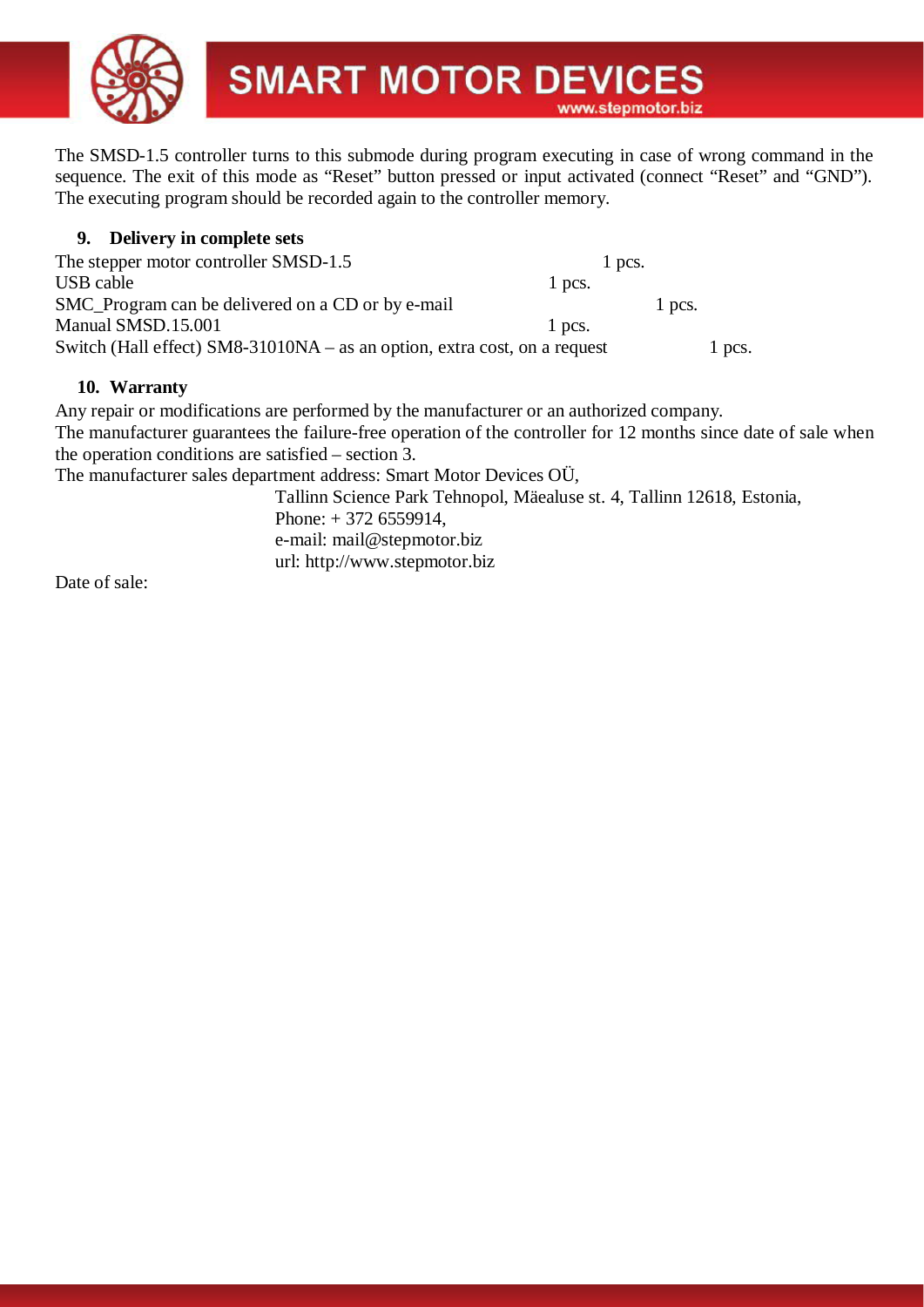The SMSD-1.5 controller turns to this submode during program executing in case of wrong command in the sequence. The exit of this mode as "Reset" button pressed or input activated (connect "Reset" and "GND"). The executing program should be recorded again to the controller memory.

## 9. Delivery in complete sets

| | |
|---|---|
| The stepper motor controller SMSD-1.5 | 1 pcs. |
| USB cable | 1 pcs. |
| SMC_Program can be delivered on a CD or by e-mail | 1 pcs. |
| Manual SMSD.15.001 | 1 pcs. |
| Switch (Hall effect) SM8-31010NA – as an option, extra cost, on a request | 1 pcs. |

## 10. Warranty

Any repair or modifications are performed by the manufacturer or an authorized company.

The manufacturer guarantees the failure-free operation of the controller for 12 months since date of sale when the operation conditions are satisfied – section 3.

The manufacturer sales department address: Smart Motor Devices OÜ,

Tallinn Science Park Tehnopol, Mäealuse st. 4, Tallinn 12618, Estonia,
Phone: + 372 6559914,
e-mail: mail@stepmotor.biz
url: http://www.stepmotor.biz

Date of sale: